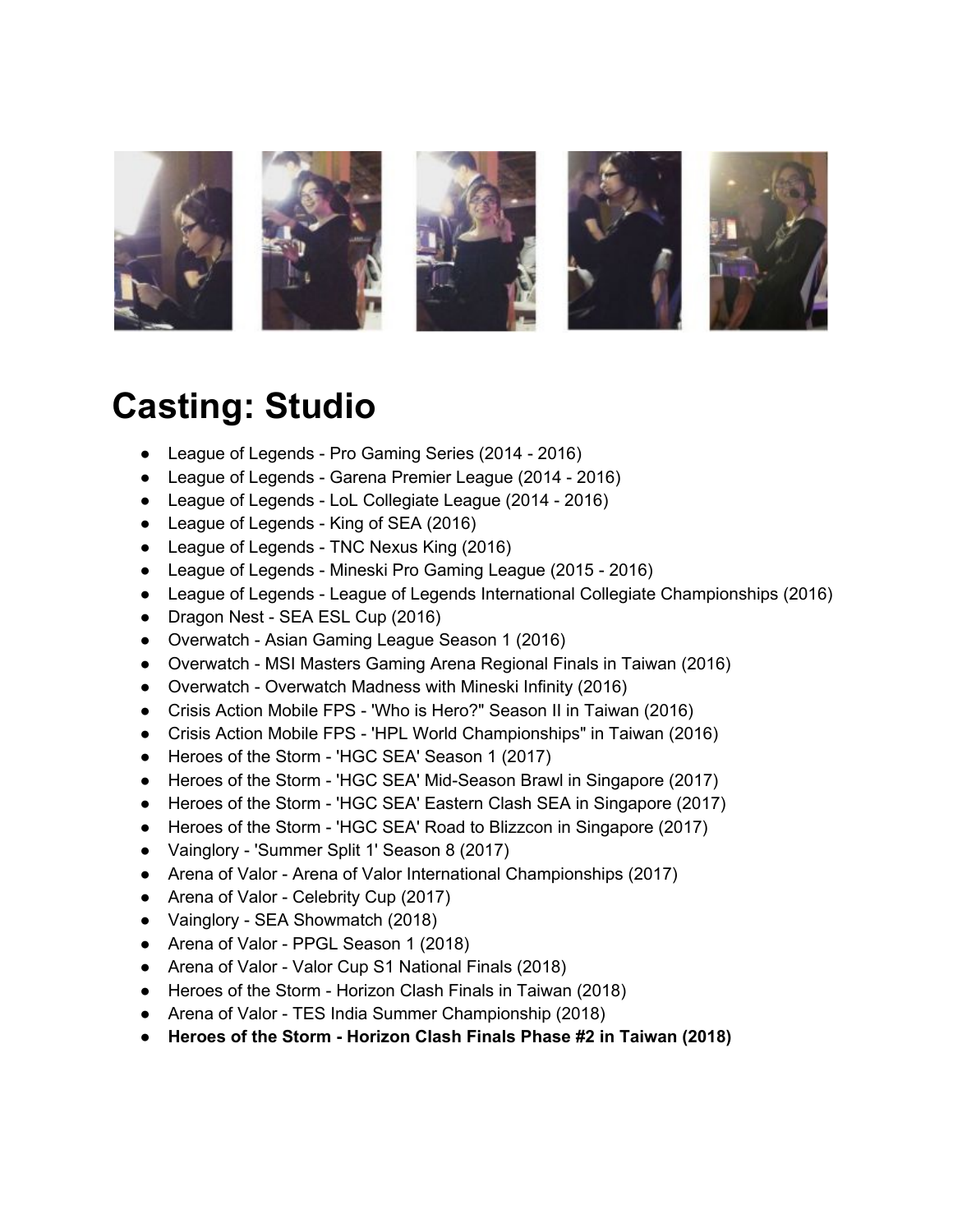# Casting: Studio

- League of Legends - Pro Gaming Series (2014 - 2016)
- League of Legends - Garena Premier League (2014 - 2016)
- League of Legends - LoL Collegiate League (2014 - 2016)
- League of Legends - King of SEA (2016)
- League of Legends - TNC Nexus King (2016)
- League of Legends - Mineski Pro Gaming League (2015 - 2016)
- League of Legends - League of Legends International Collegiate Championships (2016)
- Dragon Nest - SEA ESL Cup (2016)
- Overwatch - Asian Gaming League Season 1 (2016)
- Overwatch - MSI Masters Gaming Arena Regional Finals in Taiwan (2016)
- Overwatch - Overwatch Madness with Mineski Infinity (2016)
- Crisis Action Mobile FPS - 'Who is Hero?" Season II in Taiwan (2016)
- Crisis Action Mobile FPS - 'HPL World Championships" in Taiwan (2016)
- Heroes of the Storm - 'HGC SEA' Season 1 (2017)
- Heroes of the Storm - 'HGC SEA' Mid-Season Brawl in Singapore (2017)
- Heroes of the Storm - 'HGC SEA' Eastern Clash SEA in Singapore (2017)
- Heroes of the Storm - 'HGC SEA' Road to Blizzcon in Singapore (2017)
- Vainglory - 'Summer Split 1' Season 8 (2017)
- Arena of Valor - Arena of Valor International Championships (2017)
- Arena of Valor - Celebrity Cup (2017)
- Vainglory - SEA Showmatch (2018)
- Arena of Valor - PPGL Season 1 (2018)
- Arena of Valor - Valor Cup S1 National Finals (2018)
- Heroes of the Storm - Horizon Clash Finals in Taiwan (2018)
- Arena of Valor - TES India Summer Championship (2018)
- **Heroes of the Storm - Horizon Clash Finals Phase #2 in Taiwan (2018)**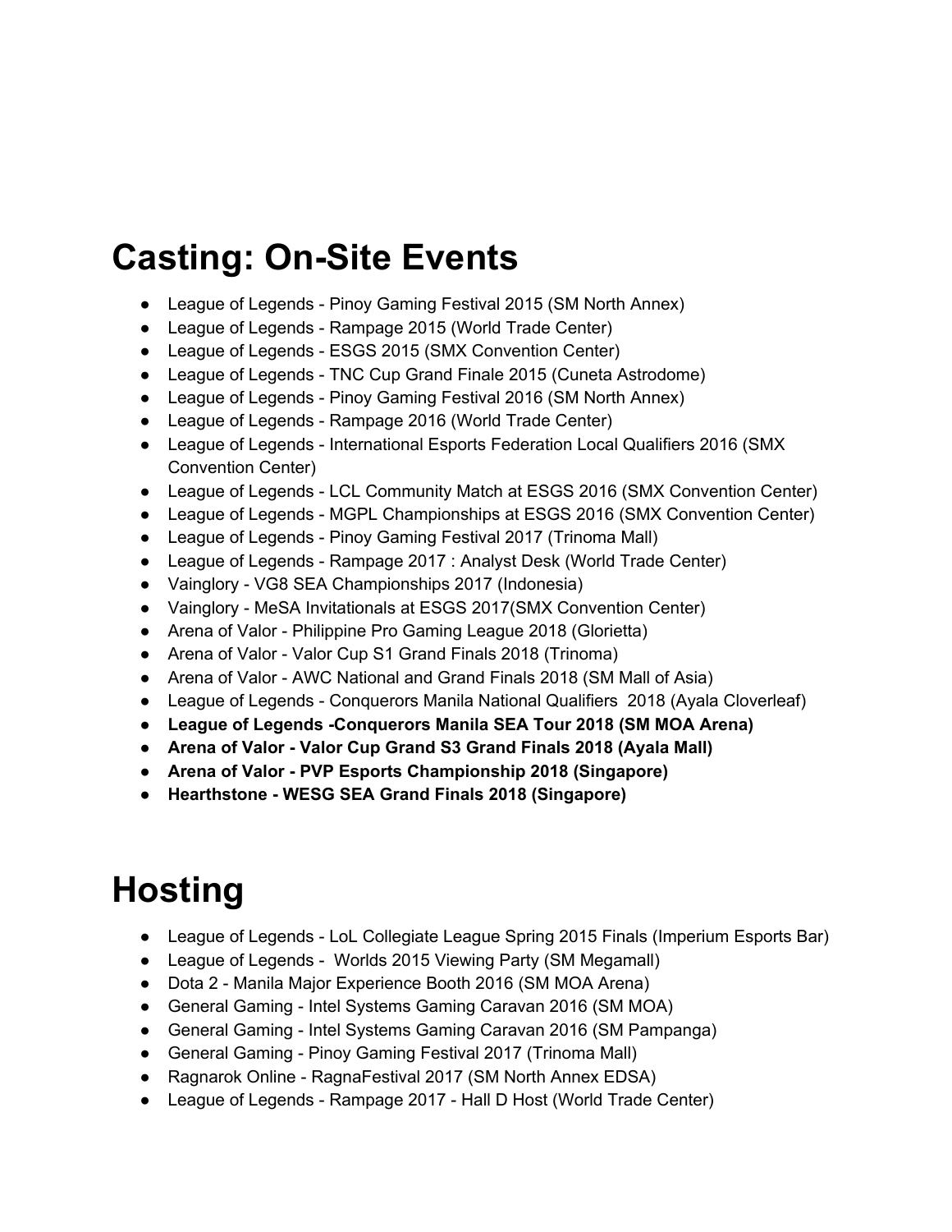# Casting: On-Site Events

- League of Legends - Pinoy Gaming Festival 2015 (SM North Annex)
- League of Legends - Rampage 2015 (World Trade Center)
- League of Legends - ESGS 2015 (SMX Convention Center)
- League of Legends - TNC Cup Grand Finale 2015 (Cuneta Astrodome)
- League of Legends - Pinoy Gaming Festival 2016 (SM North Annex)
- League of Legends - Rampage 2016 (World Trade Center)
- League of Legends - International Esports Federation Local Qualifiers 2016 (SMX Convention Center)
- League of Legends - LCL Community Match at ESGS 2016 (SMX Convention Center)
- League of Legends - MGPL Championships at ESGS 2016 (SMX Convention Center)
- League of Legends - Pinoy Gaming Festival 2017 (Trinoma Mall)
- League of Legends - Rampage 2017 : Analyst Desk (World Trade Center)
- Vainglory - VG8 SEA Championships 2017 (Indonesia)
- Vainglory - MeSA Invitationals at ESGS 2017(SMX Convention Center)
- Arena of Valor - Philippine Pro Gaming League 2018 (Glorietta)
- Arena of Valor - Valor Cup S1 Grand Finals 2018 (Trinoma)
- Arena of Valor - AWC National and Grand Finals 2018 (SM Mall of Asia)
- League of Legends - Conquerors Manila National Qualifiers 2018 (Ayala Cloverleaf)
- **League of Legends -Conquerors Manila SEA Tour 2018 (SM MOA Arena)**
- **Arena of Valor - Valor Cup Grand S3 Grand Finals 2018 (Ayala Mall)**
- **Arena of Valor - PVP Esports Championship 2018 (Singapore)**
- **Hearthstone - WESG SEA Grand Finals 2018 (Singapore)**

# Hosting

- League of Legends - LoL Collegiate League Spring 2015 Finals (Imperium Esports Bar)
- League of Legends - Worlds 2015 Viewing Party (SM Megamall)
- Dota 2 - Manila Major Experience Booth 2016 (SM MOA Arena)
- General Gaming - Intel Systems Gaming Caravan 2016 (SM MOA)
- General Gaming - Intel Systems Gaming Caravan 2016 (SM Pampanga)
- General Gaming - Pinoy Gaming Festival 2017 (Trinoma Mall)
- Ragnarok Online - RagnaFestival 2017 (SM North Annex EDSA)
- League of Legends - Rampage 2017 - Hall D Host (World Trade Center)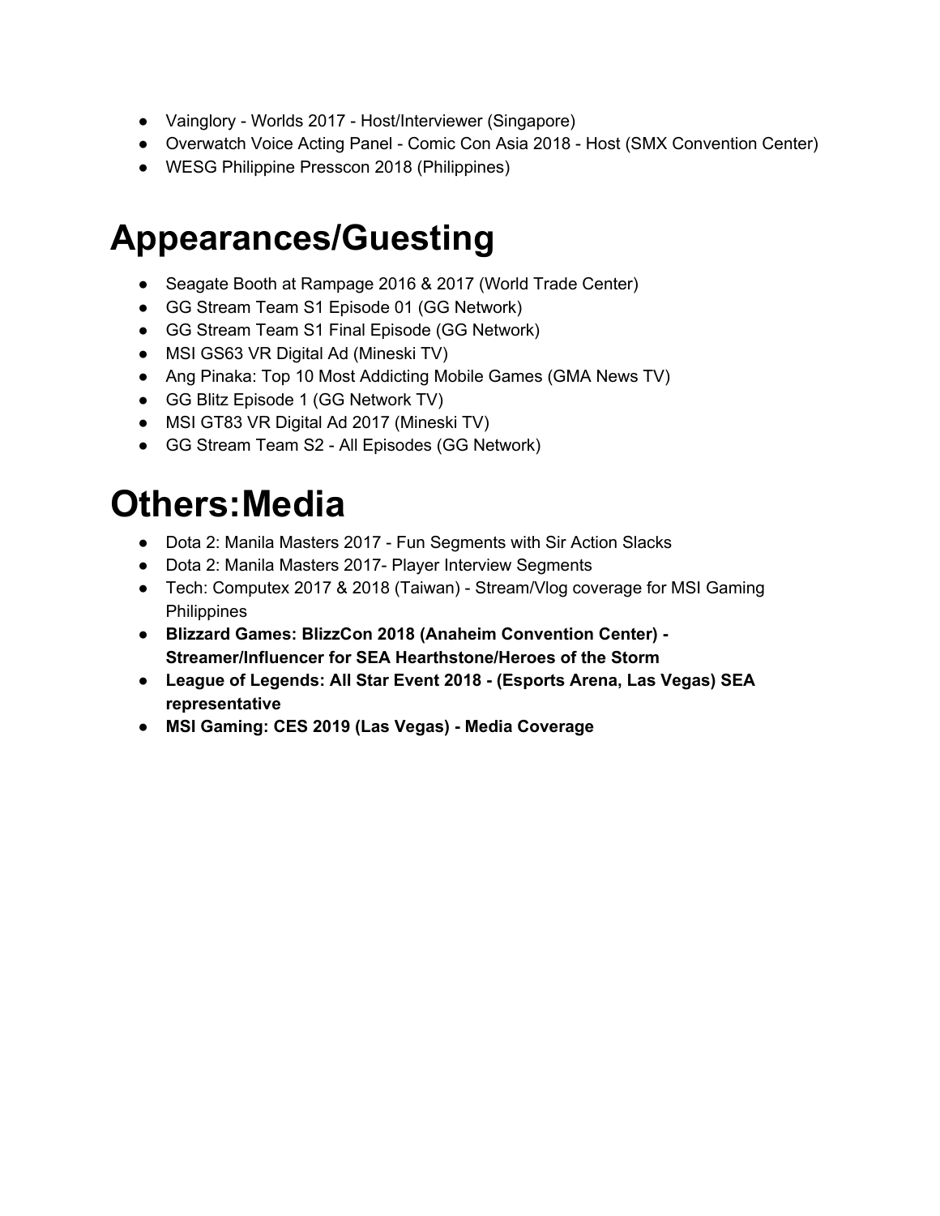- Vainglory - Worlds 2017 - Host/Interviewer (Singapore)
- Overwatch Voice Acting Panel - Comic Con Asia 2018 - Host (SMX Convention Center)
- WESG Philippine Presscon 2018 (Philippines)

# Appearances/Guesting

- Seagate Booth at Rampage 2016 & 2017 (World Trade Center)
- GG Stream Team S1 Episode 01 (GG Network)
- GG Stream Team S1 Final Episode (GG Network)
- MSI GS63 VR Digital Ad (Mineski TV)
- Ang Pinaka: Top 10 Most Addicting Mobile Games (GMA News TV)
- GG Blitz Episode 1 (GG Network TV)
- MSI GT83 VR Digital Ad 2017 (Mineski TV)
- GG Stream Team S2 - All Episodes (GG Network)

# Others:Media

- Dota 2: Manila Masters 2017 - Fun Segments with Sir Action Slacks
- Dota 2: Manila Masters 2017- Player Interview Segments
- Tech: Computex 2017 & 2018 (Taiwan) - Stream/Vlog coverage for MSI Gaming Philippines
- **Blizzard Games: BlizzCon 2018 (Anaheim Convention Center) - Streamer/Influencer for SEA Hearthstone/Heroes of the Storm**
- **League of Legends: All Star Event 2018 - (Esports Arena, Las Vegas) SEA representative**
- **MSI Gaming: CES 2019 (Las Vegas) - Media Coverage**